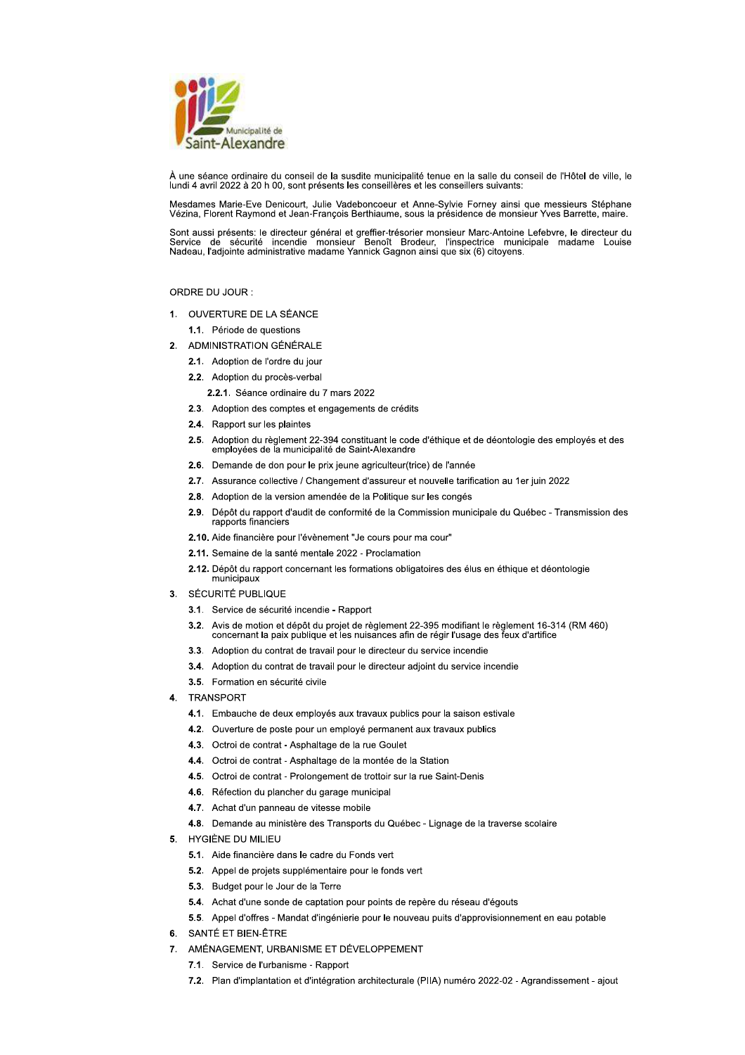Municipalité de Saint-Alexandre

À une séance ordinaire du conseil de la susdite municipalité tenue en la salle du conseil de l'Hôtel de ville, le lundi 4 avril 2022 à 20 h 00, sont présents les conseillères et les conseillers suivants:

Mesdames Marie-Eve Denicourt, Julie Vadeboncoeur et Anne-Sylvie Forney ainsi que messieurs Stéphane Vézina, Florent Raymond et Jean-François Berthiaume, sous la présidence de monsieur Yves Barrette, maire.

Sont aussi présents: le directeur général et greffier-trésorier monsieur Marc-Antoine Lefebvre, le directeur du Service de sécurité incendie monsieur Benoît Brodeur, l'inspectrice municipale madame Louise Nadeau, l'adjointe administrative madame Yannick Gagnon ainsi que six (6) citoyens.

ORDRE DU JOUR :

1. OUVERTURE DE LA SÉANCE
   - **1.1.** Période de questions
2. ADMINISTRATION GÉNÉRALE
   - **2.1.** Adoption de l'ordre du jour
   - **2.2.** Adoption du procès-verbal
     - **2.2.1.** Séance ordinaire du 7 mars 2022
   - **2.3.** Adoption des comptes et engagements de crédits
   - **2.4.** Rapport sur les plaintes
   - **2.5.** Adoption du règlement 22-394 constituant le code d'éthique et de déontologie des employés et des employées de la municipalité de Saint-Alexandre
   - **2.6.** Demande de don pour le prix jeune agriculteur(trice) de l'année
   - **2.7.** Assurance collective / Changement d'assureur et nouvelle tarification au 1er juin 2022
   - **2.8.** Adoption de la version amendée de la Politique sur les congés
   - **2.9.** Dépôt du rapport d'audit de conformité de la Commission municipale du Québec - Transmission des rapports financiers
   - **2.10.** Aide financière pour l'évènement "Je cours pour ma cour"
   - **2.11.** Semaine de la santé mentale 2022 - Proclamation
   - **2.12.** Dépôt du rapport concernant les formations obligatoires des élus en éthique et déontologie municipaux
3. SÉCURITÉ PUBLIQUE
   - **3.1.** Service de sécurité incendie - Rapport
   - **3.2.** Avis de motion et dépôt du projet de règlement 22-395 modifiant le règlement 16-314 (RM 460) concernant la paix publique et les nuisances afin de régir l'usage des feux d'artifice
   - **3.3.** Adoption du contrat de travail pour le directeur du service incendie
   - **3.4.** Adoption du contrat de travail pour le directeur adjoint du service incendie
   - **3.5.** Formation en sécurité civile
4. TRANSPORT
   - **4.1.** Embauche de deux employés aux travaux publics pour la saison estivale
   - **4.2.** Ouverture de poste pour un employé permanent aux travaux publics
   - **4.3.** Octroi de contrat - Asphaltage de la rue Goulet
   - **4.4.** Octroi de contrat - Asphaltage de la montée de la Station
   - **4.5.** Octroi de contrat - Prolongement de trottoir sur la rue Saint-Denis
   - **4.6.** Réfection du plancher du garage municipal
   - **4.7.** Achat d'un panneau de vitesse mobile
   - **4.8.** Demande au ministère des Transports du Québec - Lignage de la traverse scolaire
5. HYGIÈNE DU MILIEU
   - **5.1.** Aide financière dans le cadre du Fonds vert
   - **5.2.** Appel de projets supplémentaire pour le fonds vert
   - **5.3.** Budget pour le Jour de la Terre
   - **5.4.** Achat d'une sonde de captation pour points de repère du réseau d'égouts
   - **5.5.** Appel d'offres - Mandat d'ingénierie pour le nouveau puits d'approvisionnement en eau potable
6. SANTÉ ET BIEN-ÊTRE
7. AMÉNAGEMENT, URBANISME ET DÉVELOPPEMENT
   - **7.1.** Service de l'urbanisme - Rapport
   - **7.2.** Plan d'implantation et d'intégration architecturale (PIIA) numéro 2022-02 - Agrandissement - ajout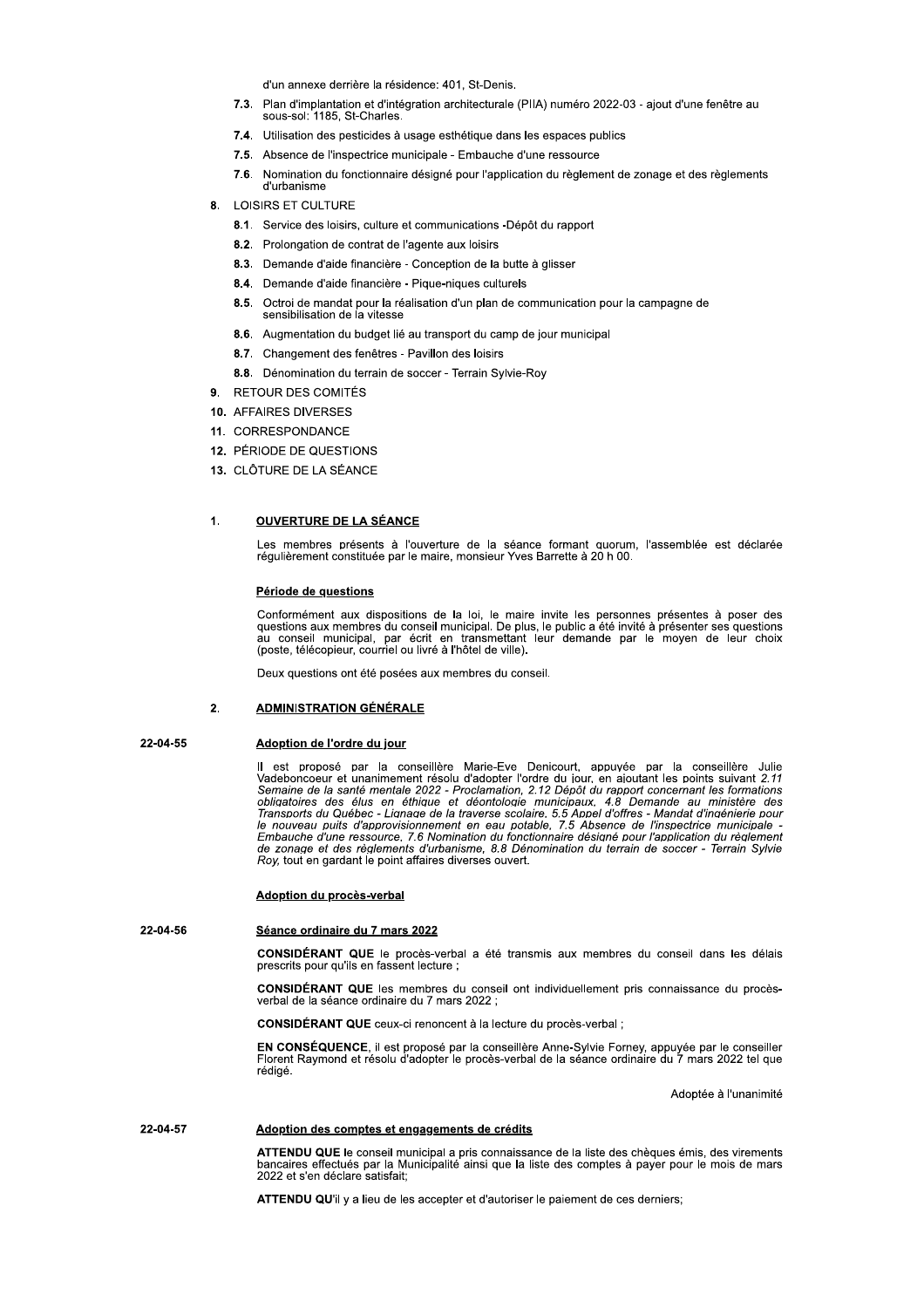d'un annexe derrière la résidence: 401, St-Denis.

- **7.3.** Plan d'implantation et d'intégration architecturale (PIIA) numéro 2022-03 - ajout d'une fenêtre au sous-sol: 1185, St-Charles.
- **7.4.** Utilisation des pesticides à usage esthétique dans les espaces publics
- **7.5.** Absence de l'inspectrice municipale - Embauche d'une ressource
- **7.6.** Nomination du fonctionnaire désigné pour l'application du règlement de zonage et des règlements d'urbanisme

**8.** LOISIRS ET CULTURE

- **8.1.** Service des loisirs, culture et communications -Dépôt du rapport
- **8.2.** Prolongation de contrat de l'agente aux loisirs
- **8.3.** Demande d'aide financière - Conception de la butte à glisser
- **8.4.** Demande d'aide financière - Pique-niques culturels
- **8.5.** Octroi de mandat pour la réalisation d'un plan de communication pour la campagne de sensibilisation de la vitesse
- **8.6.** Augmentation du budget lié au transport du camp de jour municipal
- **8.7.** Changement des fenêtres - Pavillon des loisirs
- **8.8.** Dénomination du terrain de soccer - Terrain Sylvie-Roy

**9.** RETOUR DES COMITÉS

**10.** AFFAIRES DIVERSES

**11.** CORRESPONDANCE

**12.** PÉRIODE DE QUESTIONS

**13.** CLÔTURE DE LA SÉANCE

## 1. OUVERTURE DE LA SÉANCE

Les membres présents à l'ouverture de la séance formant quorum, l'assemblée est déclarée régulièrement constituée par le maire, monsieur Yves Barrette à 20 h 00.

### Période de questions

Conformément aux dispositions de la loi, le maire invite les personnes présentes à poser des questions aux membres du conseil municipal. De plus, le public a été invité à présenter ses questions au conseil municipal, par écrit en transmettant leur demande par le moyen de leur choix (poste, télécopieur, courriel ou livré à l'hôtel de ville).

Deux questions ont été posées aux membres du conseil.

## 2. ADMINISTRATION GÉNÉRALE

**22-04-55**

### Adoption de l'ordre du jour

Il est proposé par la conseillère Marie-Eve Denicourt, appuyée par la conseillère Julie Vadeboncoeur et unanimement résolu d'adopter l'ordre du jour, en ajoutant les points suivant *2.11 Semaine de la santé mentale 2022 - Proclamation, 2.12 Dépôt du rapport concernant les formations obligatoires des élus en éthique et déontologie municipaux, 4.8 Demande au ministère des Transports du Québec - Lignage de la traverse scolaire, 5.5 Appel d'offres - Mandat d'ingénierie pour le nouveau puits d'approvisionnement en eau potable, 7.5 Absence de l'inspectrice municipale - Embauche d'une ressource, 7.6 Nomination du fonctionnaire désigné pour l'application du règlement de zonage et des règlements d'urbanisme, 8.8 Dénomination du terrain de soccer - Terrain Sylvie Roy,* tout en gardant le point affaires diverses ouvert.

### Adoption du procès-verbal

**22-04-56**

### Séance ordinaire du 7 mars 2022

**CONSIDÉRANT QUE** le procès-verbal a été transmis aux membres du conseil dans les délais prescrits pour qu'ils en fassent lecture ;

**CONSIDÉRANT QUE** les membres du conseil ont individuellement pris connaissance du procès-verbal de la séance ordinaire du 7 mars 2022 ;

**CONSIDÉRANT QUE** ceux-ci renoncent à la lecture du procès-verbal ;

**EN CONSÉQUENCE**, il est proposé par la conseillère Anne-Sylvie Forney, appuyée par le conseiller Florent Raymond et résolu d'adopter le procès-verbal de la séance ordinaire du 7 mars 2022 tel que rédigé.

Adoptée à l'unanimité

**22-04-57**

### Adoption des comptes et engagements de crédits

**ATTENDU QUE** le conseil municipal a pris connaissance de la liste des chèques émis, des virements bancaires effectués par la Municipalité ainsi que la liste des comptes à payer pour le mois de mars 2022 et s'en déclare satisfait;

**ATTENDU QU'**il y a lieu de les accepter et d'autoriser le paiement de ces derniers;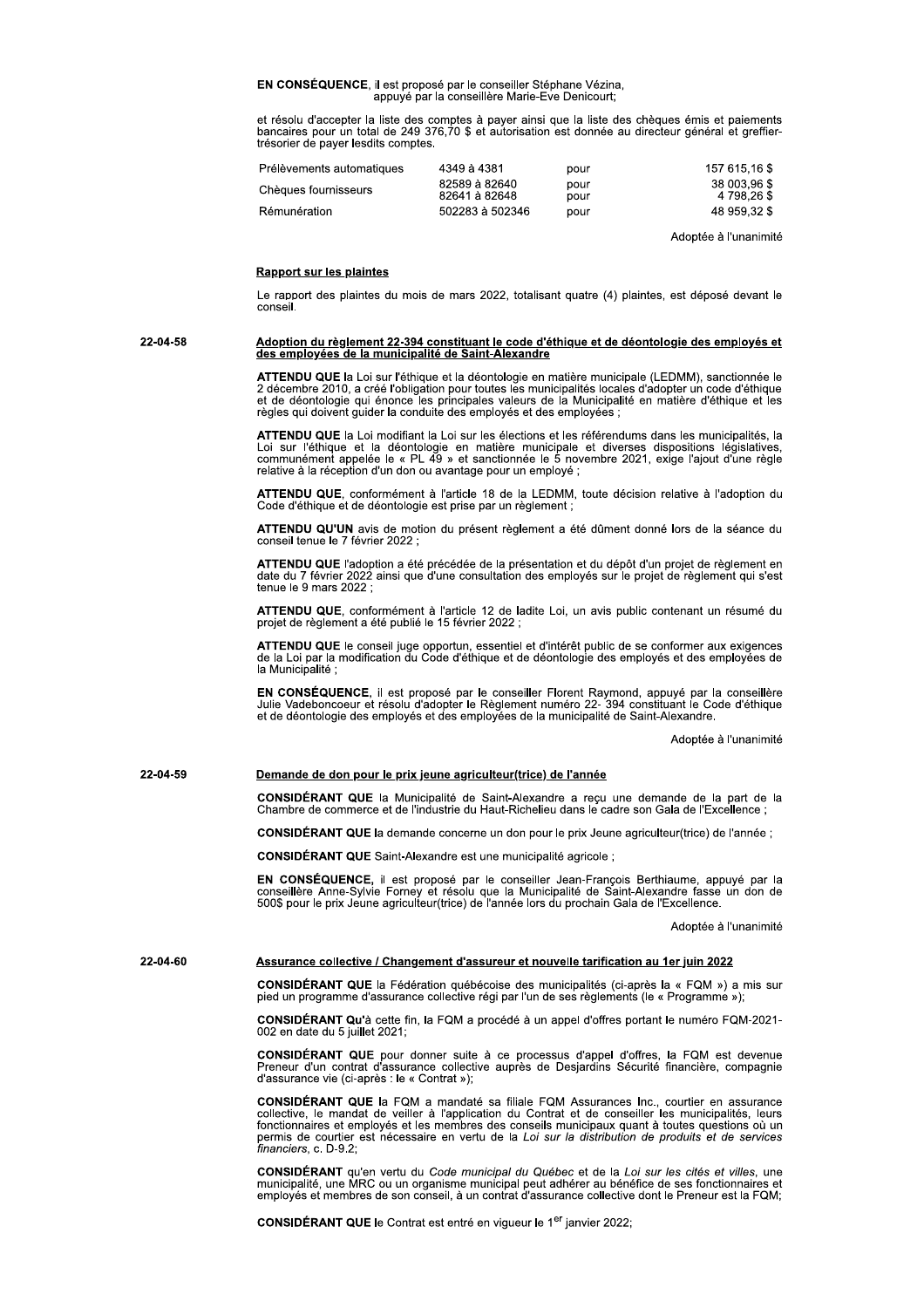**EN CONSÉQUENCE**, il est proposé par le conseiller Stéphane Vézina, appuyé par la conseillère Marie-Eve Denicourt;

et résolu d'accepter la liste des comptes à payer ainsi que la liste des chèques émis et paiements bancaires pour un total de 249 376,70 $ et autorisation est donnée au directeur général et greffier-trésorier de payer lesdits comptes.

| | | | |
|---|---|---|---|
| Prélèvements automatiques | 4349 à 4381 | pour | 157 615,16 $ |
| Chèques fournisseurs | 82589 à 82640 | pour | 38 003,96 $ |
| | 82641 à 82648 | pour | 4 798,26 $ |
| Rémunération | 502283 à 502346 | pour | 48 959,32 $ |

Adoptée à l'unanimité

**Rapport sur les plaintes**

Le rapport des plaintes du mois de mars 2022, totalisant quatre (4) plaintes, est déposé devant le conseil.

22-04-58

**Adoption du règlement 22-394 constituant le code d'éthique et de déontologie des employés et des employées de la municipalité de Saint-Alexandre**

**ATTENDU QUE** la Loi sur l'éthique et la déontologie en matière municipale (LEDMM), sanctionnée le 2 décembre 2010, a créé l'obligation pour toutes les municipalités locales d'adopter un code d'éthique et de déontologie qui énonce les principales valeurs de la Municipalité en matière d'éthique et les règles qui doivent guider la conduite des employés et des employées ;

**ATTENDU QUE** la Loi modifiant la Loi sur les élections et les référendums dans les municipalités, la Loi sur l'éthique et la déontologie en matière municipale et diverses dispositions législatives, communément appelée le « PL 49 » et sanctionnée le 5 novembre 2021, exige l'ajout d'une règle relative à la réception d'un don ou avantage pour un employé ;

**ATTENDU QUE**, conformément à l'article 18 de la LEDMM, toute décision relative à l'adoption du Code d'éthique et de déontologie est prise par un règlement ;

**ATTENDU QU'UN** avis de motion du présent règlement a été dûment donné lors de la séance du conseil tenue le 7 février 2022 ;

**ATTENDU QUE** l'adoption a été précédée de la présentation et du dépôt d'un projet de règlement en date du 7 février 2022 ainsi que d'une consultation des employés sur le projet de règlement qui s'est tenue le 9 mars 2022 ;

**ATTENDU QUE**, conformément à l'article 12 de ladite Loi, un avis public contenant un résumé du projet de règlement a été publié le 15 février 2022 ;

**ATTENDU QUE** le conseil juge opportun, essentiel et d'intérêt public de se conformer aux exigences de la Loi par la modification du Code d'éthique et de déontologie des employés et des employées de la Municipalité ;

**EN CONSÉQUENCE**, il est proposé par le conseiller Florent Raymond, appuyé par la conseillère Julie Vadeboncoeur et résolu d'adopter le Règlement numéro 22- 394 constituant le Code d'éthique et de déontologie des employés et des employées de la municipalité de Saint-Alexandre.

Adoptée à l'unanimité

22-04-59

**Demande de don pour le prix jeune agriculteur(trice) de l'année**

**CONSIDÉRANT QUE** la Municipalité de Saint-Alexandre a reçu une demande de la part de la Chambre de commerce et de l'industrie du Haut-Richelieu dans le cadre son Gala de l'Excellence ;

**CONSIDÉRANT QUE** la demande concerne un don pour le prix Jeune agriculteur(trice) de l'année ;

**CONSIDÉRANT QUE** Saint-Alexandre est une municipalité agricole ;

**EN CONSÉQUENCE,** il est proposé par le conseiller Jean-François Berthiaume, appuyé par la conseillère Anne-Sylvie Forney et résolu que la Municipalité de Saint-Alexandre fasse un don de 500$ pour le prix Jeune agriculteur(trice) de l'année lors du prochain Gala de l'Excellence.

Adoptée à l'unanimité

22-04-60

**Assurance collective / Changement d'assureur et nouvelle tarification au 1er juin 2022**

**CONSIDÉRANT QUE** la Fédération québécoise des municipalités (ci-après la « FQM ») a mis sur pied un programme d'assurance collective régi par l'un de ses règlements (le « Programme »);

**CONSIDÉRANT Qu'**à cette fin, la FQM a procédé à un appel d'offres portant le numéro FQM-2021-002 en date du 5 juillet 2021;

**CONSIDÉRANT QUE** pour donner suite à ce processus d'appel d'offres, la FQM est devenue Preneur d'un contrat d'assurance collective auprès de Desjardins Sécurité financière, compagnie d'assurance vie (ci-après : le « Contrat »);

**CONSIDÉRANT QUE** la FQM a mandaté sa filiale FQM Assurances Inc., courtier en assurance collective, le mandat de veiller à l'application du Contrat et de conseiller les municipalités, leurs fonctionnaires et employés et les membres des conseils municipaux quant à toutes questions où un permis de courtier est nécessaire en vertu de la *Loi sur la distribution de produits et de services financiers*, c. D-9.2;

**CONSIDÉRANT** qu'en vertu du *Code municipal du Québec* et de la *Loi sur les cités et villes*, une municipalité, une MRC ou un organisme municipal peut adhérer au bénéfice de ses fonctionnaires et employés et membres de son conseil, à un contrat d'assurance collective dont le Preneur est la FQM;

**CONSIDÉRANT QUE** le Contrat est entré en vigueur le 1er janvier 2022;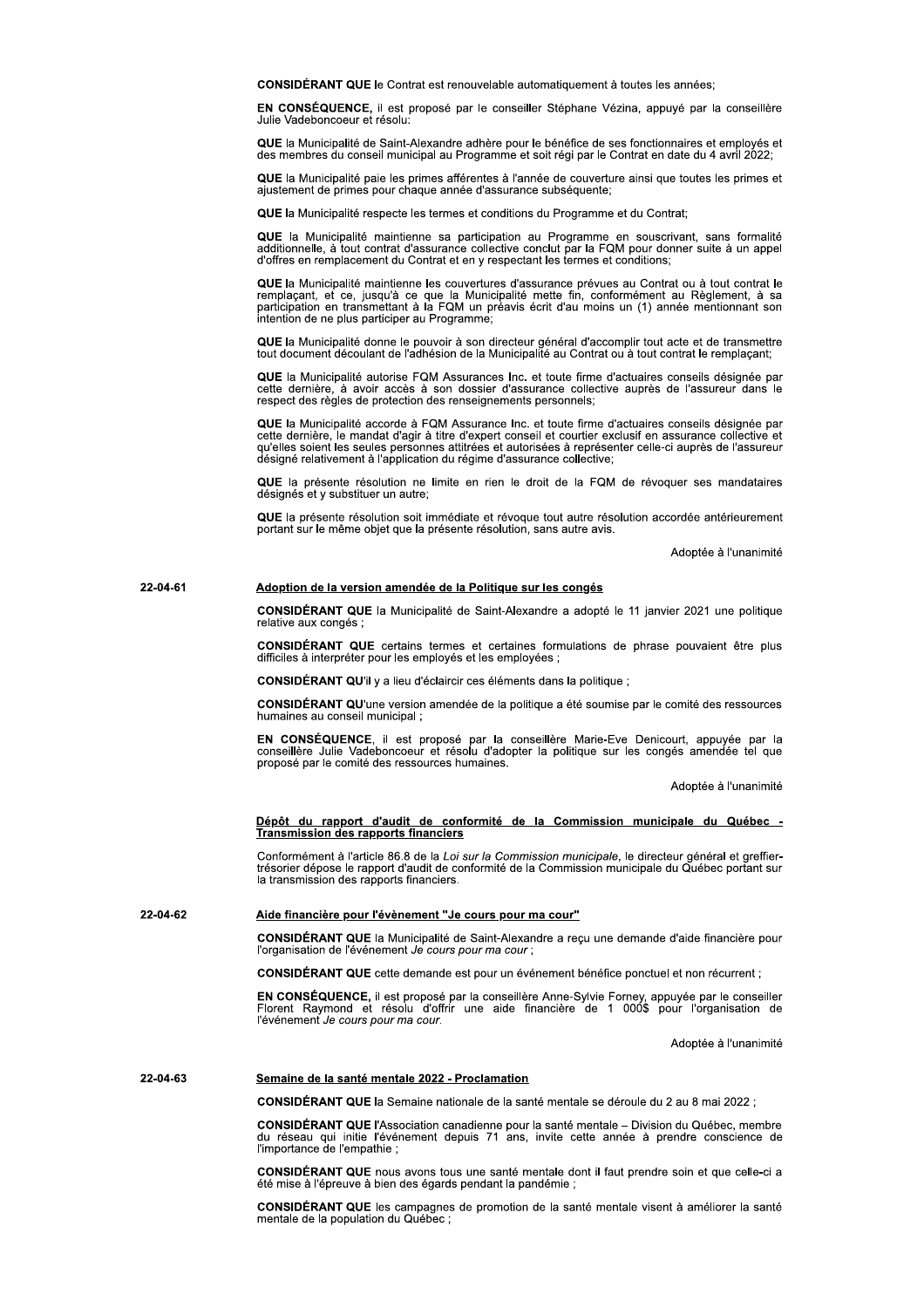**CONSIDÉRANT QUE** le Contrat est renouvelable automatiquement à toutes les années;

**EN CONSÉQUENCE,** il est proposé par le conseiller Stéphane Vézina, appuyé par la conseillère Julie Vadeboncoeur et résolu:

**QUE** la Municipalité de Saint-Alexandre adhère pour le bénéfice de ses fonctionnaires et employés et des membres du conseil municipal au Programme et soit régi par le Contrat en date du 4 avril 2022;

**QUE** la Municipalité paie les primes afférentes à l'année de couverture ainsi que toutes les primes et ajustement de primes pour chaque année d'assurance subséquente;

**QUE** la Municipalité respecte les termes et conditions du Programme et du Contrat;

**QUE** la Municipalité maintienne sa participation au Programme en souscrivant, sans formalité additionnelle, à tout contrat d'assurance collective conclut par la FQM pour donner suite à un appel d'offres en remplacement du Contrat et en y respectant les termes et conditions;

**QUE** la Municipalité maintienne les couvertures d'assurance prévues au Contrat ou à tout contrat le remplaçant, et ce, jusqu'à ce que la Municipalité mette fin, conformément au Règlement, à sa participation en transmettant à la FQM un préavis écrit d'au moins un (1) année mentionnant son intention de ne plus participer au Programme;

**QUE** la Municipalité donne le pouvoir à son directeur général d'accomplir tout acte et de transmettre tout document découlant de l'adhésion de la Municipalité au Contrat ou à tout contrat le remplaçant;

**QUE** la Municipalité autorise FQM Assurances Inc. et toute firme d'actuaires conseils désignée par cette dernière, à avoir accès à son dossier d'assurance collective auprès de l'assureur dans le respect des règles de protection des renseignements personnels;

**QUE** la Municipalité accorde à FQM Assurance Inc. et toute firme d'actuaires conseils désignée par cette dernière, le mandat d'agir à titre d'expert conseil et courtier exclusif en assurance collective et qu'elles soient les seules personnes attitrées et autorisées à représenter celle-ci auprès de l'assureur désigné relativement à l'application du régime d'assurance collective;

**QUE** la présente résolution ne limite en rien le droit de la FQM de révoquer ses mandataires désignés et y substituer un autre;

**QUE** la présente résolution soit immédiate et révoque tout autre résolution accordée antérieurement portant sur le même objet que la présente résolution, sans autre avis.

Adoptée à l'unanimité

**22-04-61** **Adoption de la version amendée de la Politique sur les congés**

**CONSIDÉRANT QUE** la Municipalité de Saint-Alexandre a adopté le 11 janvier 2021 une politique relative aux congés ;

**CONSIDÉRANT QUE** certains termes et certaines formulations de phrase pouvaient être plus difficiles à interpréter pour les employés et les employées ;

**CONSIDÉRANT QU'**il y a lieu d'éclaircir ces éléments dans la politique ;

**CONSIDÉRANT QU'**une version amendée de la politique a été soumise par le comité des ressources humaines au conseil municipal ;

**EN CONSÉQUENCE**, il est proposé par la conseillère Marie-Eve Denicourt, appuyée par la conseillère Julie Vadeboncoeur et résolu d'adopter la politique sur les congés amendée tel que proposé par le comité des ressources humaines.

Adoptée à l'unanimité

**Dépôt du rapport d'audit de conformité de la Commission municipale du Québec - Transmission des rapports financiers**

Conformément à l'article 86.8 de la *Loi sur la Commission municipale*, le directeur général et greffier-trésorier dépose le rapport d'audit de conformité de la Commission municipale du Québec portant sur la transmission des rapports financiers.

**22-04-62** **Aide financière pour l'évènement "Je cours pour ma cour"**

**CONSIDÉRANT QUE** la Municipalité de Saint-Alexandre a reçu une demande d'aide financière pour l'organisation de l'événement *Je cours pour ma cour* ;

**CONSIDÉRANT QUE** cette demande est pour un événement bénéfice ponctuel et non récurrent ;

**EN CONSÉQUENCE,** il est proposé par la conseillère Anne-Sylvie Forney, appuyée par le conseiller Florent Raymond et résolu d'offrir une aide financière de 1 000$ pour l'organisation de l'événement *Je cours pour ma cour.*

Adoptée à l'unanimité

**22-04-63** **Semaine de la santé mentale 2022 - Proclamation**

**CONSIDÉRANT QUE** la Semaine nationale de la santé mentale se déroule du 2 au 8 mai 2022 ;

**CONSIDÉRANT QUE** l'Association canadienne pour la santé mentale – Division du Québec, membre du réseau qui initie l'événement depuis 71 ans, invite cette année à prendre conscience de l'importance de l'empathie ;

**CONSIDÉRANT QUE** nous avons tous une santé mentale dont il faut prendre soin et que celle-ci a été mise à l'épreuve à bien des égards pendant la pandémie ;

**CONSIDÉRANT QUE** les campagnes de promotion de la santé mentale visent à améliorer la santé mentale de la population du Québec ;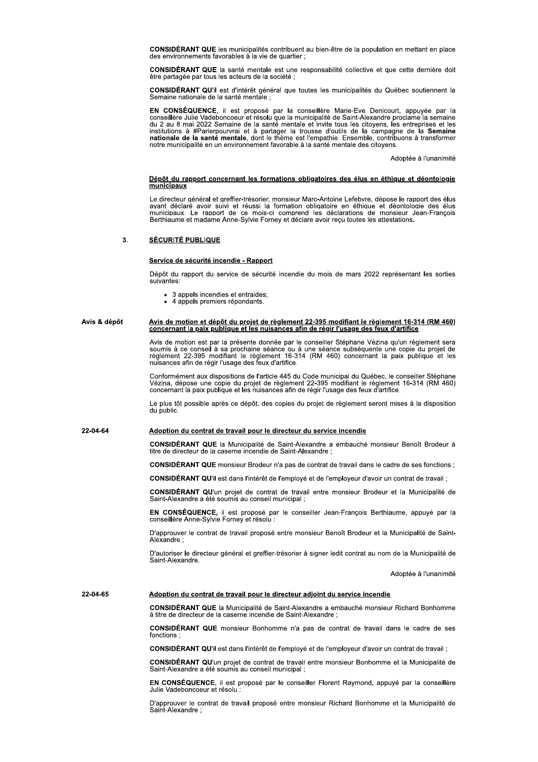**CONSIDÉRANT QUE** les municipalités contribuent au bien-être de la population en mettant en place des environnements favorables à la vie de quartier ;

**CONSIDÉRANT QUE** la santé mentale est une responsabilité collective et que cette dernière doit être partagée par tous les acteurs de la société ;

**CONSIDÉRANT QU'il** est d'intérêt général que toutes les municipalités du Québec soutiennent la Semaine nationale de la santé mentale ;

**EN CONSÉQUENCE**, il est proposé par la conseillère Marie-Eve Denicourt, appuyée par la conseillère Julie Vadeboncoeur et résolu que la municipalité de Saint-Alexandre proclame la semaine du 2 au 8 mai 2022 Semaine de la santé mentale et invite tous les citoyens, les entreprises et les institutions à #Parlerpourvrai et à partager la trousse d'outils de la campagne de **la Semaine nationale de la santé mentale**, dont le thème est l'empathie. Ensemble, contribuons à transformer notre municipalité en un environnement favorable à la santé mentale des citoyens.

Adoptée à l'unanimité

**Dépôt du rapport concernant les formations obligatoires des élus en éthique et déontologie municipaux**

Le directeur général et greffier-trésorier, monsieur Marc-Antoine Lefebvre, dépose le rapport des élus ayant déclaré avoir suivi et réussi la formation obligatoire en éthique et déontologie des élus municipaux. Le rapport de ce mois-ci comprend les déclarations de monsieur Jean-François Berthiaume et madame Anne-Sylvie Forney et déclare avoir reçu toutes les attestations.

## 3. SÉCURITÉ PUBLIQUE

**Service de sécurité incendie - Rapport**

Dépôt du rapport du service de sécurité incendie du mois de mars 2022 représentant les sorties suivantes:

- 3 appels incendies et entraides;
- 4 appels premiers répondants.

Avis & dépôt

**Avis de motion et dépôt du projet de règlement 22-395 modifiant le règlement 16-314 (RM 460) concernant la paix publique et les nuisances afin de régir l'usage des feux d'artifice**

Avis de motion est par la présente donnée par le conseiller Stéphane Vézina qu'un règlement sera soumis à ce conseil à sa prochaine séance ou à une séance subséquente une copie du projet de règlement 22-395 modifiant le règlement 16-314 (RM 460) concernant la paix publique et les nuisances afin de régir l'usage des feux d'artifice.

Conformément aux dispositions de l'article 445 du Code municipal du Québec, le conseiller Stéphane Vézina, dépose une copie du projet de règlement 22-395 modifiant le règlement 16-314 (RM 460) concernant la paix publique et les nuisances afin de régir l'usage des feux d'artifice.

Le plus tôt possible après ce dépôt, des copies du projet de règlement seront mises à la disposition du public.

22-04-64

**Adoption du contrat de travail pour le directeur du service incendie**

**CONSIDÉRANT QUE** la Municipalité de Saint-Alexandre a embauché monsieur Benoît Brodeur à titre de directeur de la caserne incendie de Saint-Alexandre ;

**CONSIDÉRANT QUE** monsieur Brodeur n'a pas de contrat de travail dans le cadre de ses fonctions ;

**CONSIDÉRANT QU'il** est dans l'intérêt de l'employé et de l'employeur d'avoir un contrat de travail ;

**CONSIDÉRANT QU'un** projet de contrat de travail entre monsieur Brodeur et la Municipalité de Saint-Alexandre a été soumis au conseil municipal ;

**EN CONSÉQUENCE,** il est proposé par le conseiller Jean-François Berthiaume, appuyé par la conseillère Anne-Sylvie Forney et résolu :

D'approuver le contrat de travail proposé entre monsieur Benoît Brodeur et la Municipalité de Saint-Alexandre ;

D'autoriser le directeur général et greffier-trésorier à signer ledit contrat au nom de la Municipalité de Saint-Alexandre.

Adoptée à l'unanimité

22-04-65

**Adoption du contrat de travail pour le directeur adjoint du service incendie**

**CONSIDÉRANT QUE** la Municipalité de Saint-Alexandre a embauché monsieur Richard Bonhomme à titre de directeur de la caserne incendie de Saint-Alexandre ;

**CONSIDÉRANT QUE** monsieur Bonhomme n'a pas de contrat de travail dans le cadre de ses fonctions ;

**CONSIDÉRANT QU'il** est dans l'intérêt de l'employé et de l'employeur d'avoir un contrat de travail ;

**CONSIDÉRANT QU'un** projet de contrat de travail entre monsieur Bonhomme et la Municipalité de Saint-Alexandre a été soumis au conseil municipal ;

**EN CONSÉQUENCE**, il est proposé par le conseiller Florent Raymond, appuyé par la conseillère Julie Vadeboncoeur et résolu :

D'approuver le contrat de travail proposé entre monsieur Richard Bonhomme et la Municipalité de Saint-Alexandre ;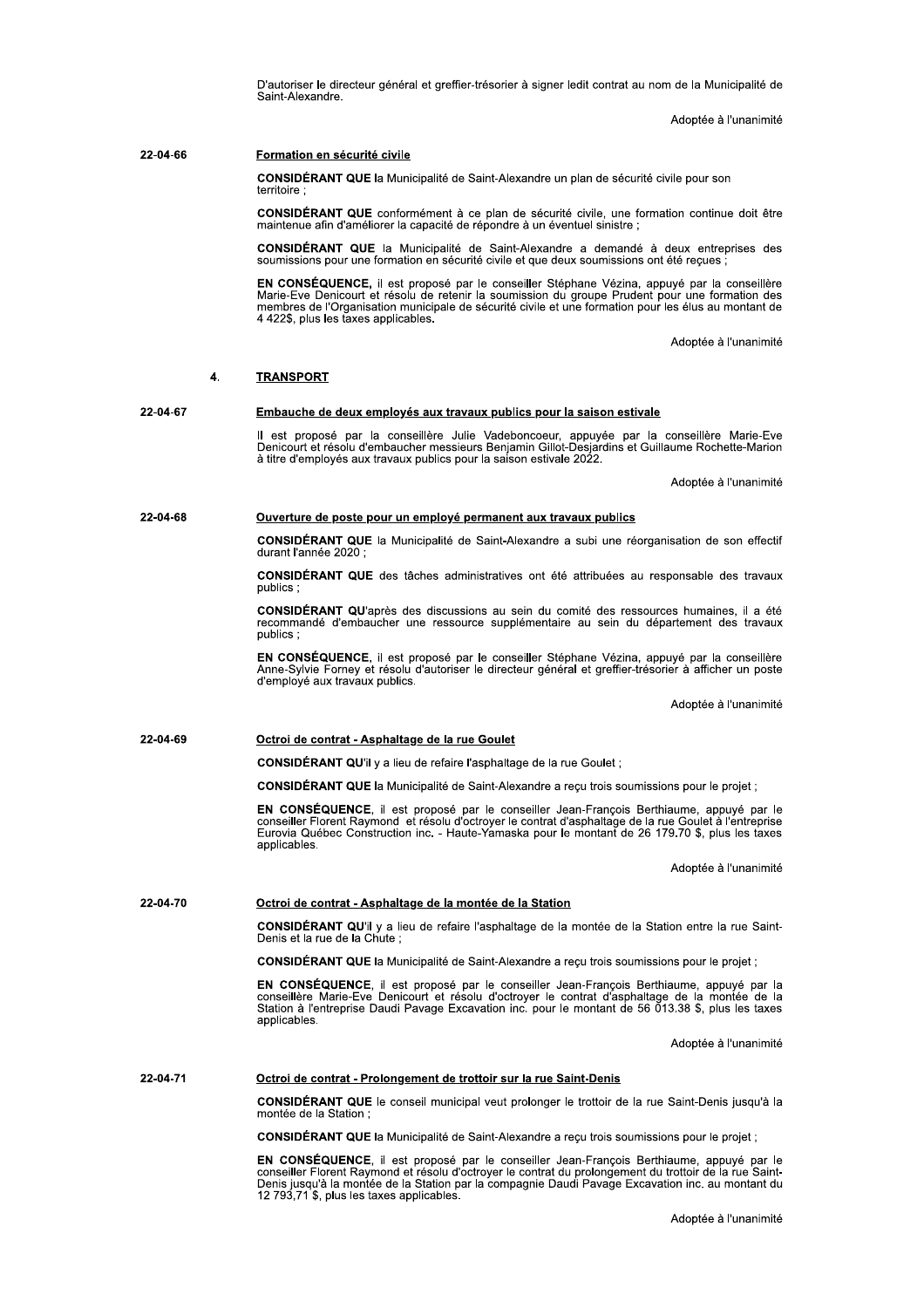D'autoriser le directeur général et greffier-trésorier à signer ledit contrat au nom de la Municipalité de Saint-Alexandre.

Adoptée à l'unanimité

22-04-66

**Formation en sécurité civile**

**CONSIDÉRANT QUE** la Municipalité de Saint-Alexandre un plan de sécurité civile pour son territoire ;

**CONSIDÉRANT QUE** conformément à ce plan de sécurité civile, une formation continue doit être maintenue afin d'améliorer la capacité de répondre à un éventuel sinistre ;

**CONSIDÉRANT QUE** la Municipalité de Saint-Alexandre a demandé à deux entreprises des soumissions pour une formation en sécurité civile et que deux soumissions ont été reçues ;

**EN CONSÉQUENCE,** il est proposé par le conseiller Stéphane Vézina, appuyé par la conseillère Marie-Eve Denicourt et résolu de retenir la soumission du groupe Prudent pour une formation des membres de l'Organisation municipale de sécurité civile et une formation pour les élus au montant de 4 422$, plus les taxes applicables.

Adoptée à l'unanimité

## 4. TRANSPORT

22-04-67

**Embauche de deux employés aux travaux publics pour la saison estivale**

Il est proposé par la conseillère Julie Vadeboncoeur, appuyée par la conseillère Marie-Eve Denicourt et résolu d'embaucher messieurs Benjamin Gillot-Desjardins et Guillaume Rochette-Marion à titre d'employés aux travaux publics pour la saison estivale 2022.

Adoptée à l'unanimité

22-04-68

**Ouverture de poste pour un employé permanent aux travaux publics**

**CONSIDÉRANT QUE** la Municipalité de Saint-Alexandre a subi une réorganisation de son effectif durant l'année 2020 ;

**CONSIDÉRANT QUE** des tâches administratives ont été attribuées au responsable des travaux publics ;

**CONSIDÉRANT QU'**après des discussions au sein du comité des ressources humaines, il a été recommandé d'embaucher une ressource supplémentaire au sein du département des travaux publics ;

**EN CONSÉQUENCE**, il est proposé par le conseiller Stéphane Vézina, appuyé par la conseillère Anne-Sylvie Forney et résolu d'autoriser le directeur général et greffier-trésorier à afficher un poste d'employé aux travaux publics.

Adoptée à l'unanimité

22-04-69

**Octroi de contrat - Asphaltage de la rue Goulet**

**CONSIDÉRANT QU'**il y a lieu de refaire l'asphaltage de la rue Goulet ;

**CONSIDÉRANT QUE** la Municipalité de Saint-Alexandre a reçu trois soumissions pour le projet ;

**EN CONSÉQUENCE**, il est proposé par le conseiller Jean-François Berthiaume, appuyé par le conseiller Florent Raymond et résolu d'octroyer le contrat d'asphaltage de la rue Goulet à l'entreprise Eurovia Québec Construction inc. - Haute-Yamaska pour le montant de 26 179.70 $, plus les taxes applicables.

Adoptée à l'unanimité

22-04-70

**Octroi de contrat - Asphaltage de la montée de la Station**

**CONSIDÉRANT QU'**il y a lieu de refaire l'asphaltage de la montée de la Station entre la rue Saint-Denis et la rue de la Chute ;

**CONSIDÉRANT QUE** la Municipalité de Saint-Alexandre a reçu trois soumissions pour le projet ;

**EN CONSÉQUENCE**, il est proposé par le conseiller Jean-François Berthiaume, appuyé par la conseillère Marie-Eve Denicourt et résolu d'octroyer le contrat d'asphaltage de la montée de la Station à l'entreprise Daudi Pavage Excavation inc. pour le montant de 56 013.38 $, plus les taxes applicables.

Adoptée à l'unanimité

22-04-71

**Octroi de contrat - Prolongement de trottoir sur la rue Saint-Denis**

**CONSIDÉRANT QUE** le conseil municipal veut prolonger le trottoir de la rue Saint-Denis jusqu'à la montée de la Station ;

**CONSIDÉRANT QUE** la Municipalité de Saint-Alexandre a reçu trois soumissions pour le projet ;

**EN CONSÉQUENCE**, il est proposé par le conseiller Jean-François Berthiaume, appuyé par le conseiller Florent Raymond et résolu d'octroyer le contrat du prolongement du trottoir de la rue Saint-Denis jusqu'à la montée de la Station par la compagnie Daudi Pavage Excavation inc. au montant du 12 793,71 $, plus les taxes applicables.

Adoptée à l'unanimité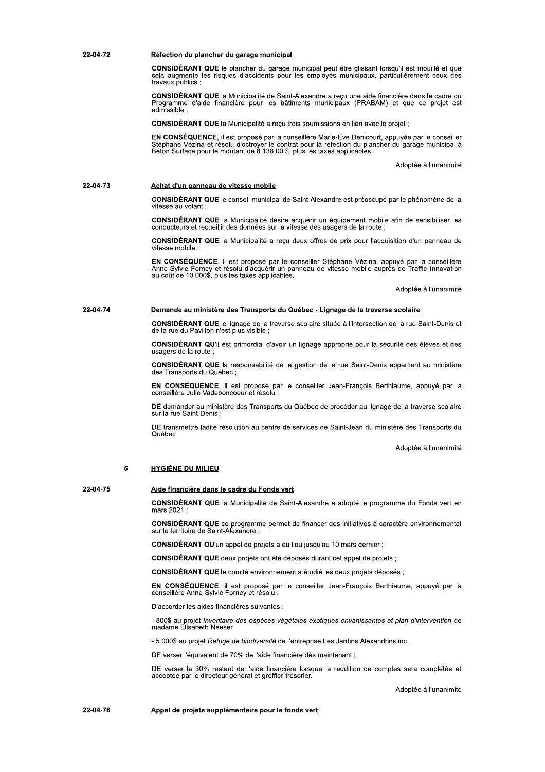**22-04-72** **Réfection du plancher du garage municipal**

**CONSIDÉRANT QUE** le plancher du garage municipal peut être glissant lorsqu'il est mouillé et que cela augmente les risques d'accidents pour les employés municipaux, particulièrement ceux des travaux publics ;

**CONSIDÉRANT QUE** la Municipalité de Saint-Alexandre a reçu une aide financière dans le cadre du Programme d'aide financière pour les bâtiments municipaux (PRABAM) et que ce projet est admissible ;

**CONSIDÉRANT QUE** la Municipalité a reçu trois soumissions en lien avec le projet ;

**EN CONSÉQUENCE**, il est proposé par la conseillère Marie-Eve Denicourt, appuyée par le conseiller Stéphane Vézina et résolu d'octroyer le contrat pour la réfection du plancher du garage municipal à Béton Surface pour le montant de 8 138.00 $, plus les taxes applicables.

Adoptée à l'unanimité

**22-04-73** **Achat d'un panneau de vitesse mobile**

**CONSIDÉRANT QUE** le conseil municipal de Saint-Alexandre est préoccupé par le phénomène de la vitesse au volant ;

**CONSIDÉRANT QUE** la Municipalité désire acquérir un équipement mobile afin de sensibiliser les conducteurs et recueillir des données sur la vitesse des usagers de la route ;

**CONSIDÉRANT QUE** la Municipalité a reçu deux offres de prix pour l'acquisition d'un panneau de vitesse mobile ;

**EN CONSÉQUENCE**, il est proposé par le conseiller Stéphane Vézina, appuyé par la conseillère Anne-Sylvie Forney et résolu d'acquérir un panneau de vitesse mobile auprès de Traffic Innovation au coût de 10 000$, plus les taxes applicables.

Adoptée à l'unanimité

**22-04-74** **Demande au ministère des Transports du Québec - Lignage de la traverse scolaire**

**CONSIDÉRANT QUE** le lignage de la traverse scolaire située à l'intersection de la rue Saint-Denis et de la rue du Pavillon n'est plus visible ;

**CONSIDÉRANT QU'**il est primordial d'avoir un lignage approprié pour la sécurité des élèves et des usagers de la route ;

**CONSIDÉRANT QUE** la responsabilité de la gestion de la rue Saint-Denis appartient au ministère des Transports du Québec ;

**EN CONSÉQUENCE**, il est proposé par le conseiller Jean-François Berthiaume, appuyé par la conseillère Julie Vadeboncoeur et résolu :

DE demander au ministère des Transports du Québec de procéder au lignage de la traverse scolaire sur la rue Saint-Denis ;

DE transmettre ladite résolution au centre de services de Saint-Jean du ministère des Transports du Québec.

Adoptée à l'unanimité

## 5. HYGIÈNE DU MILIEU

**22-04-75** **Aide financière dans le cadre du Fonds vert**

**CONSIDÉRANT QUE** la Municipalité de Saint-Alexandre a adopté le programme du Fonds vert en mars 2021 ;

**CONSIDÉRANT QUE** ce programme permet de financer des initiatives à caractère environnemental sur le territoire de Saint-Alexandre ;

**CONSIDÉRANT QU'**un appel de projets a eu lieu jusqu'au 10 mars dernier ;

**CONSIDÉRANT QUE** deux projets ont été déposés durant cet appel de projets ;

**CONSIDÉRANT QUE** le comité environnement a étudié les deux projets déposés ;

**EN CONSÉQUENCE**, il est proposé par le conseiller Jean-François Berthiaume, appuyé par la conseillère Anne-Sylvie Forney et résolu :

D'accorder les aides financières suivantes :

- 800$ au projet *Inventaire des espèces végétales exotiques envahissantes et plan d'intervention* de madame Elisabeth Neeser
- 5 000$ au projet *Refuge de biodiversité* de l'entreprise Les Jardins Alexandrins inc.

DE verser l'équivalent de 70% de l'aide financière dès maintenant ;

DE verser le 30% restant de l'aide financière lorsque la reddition de comptes sera complétée et acceptée par le directeur général et greffier-trésorier.

Adoptée à l'unanimité

**22-04-76** **Appel de projets supplémentaire pour le fonds vert**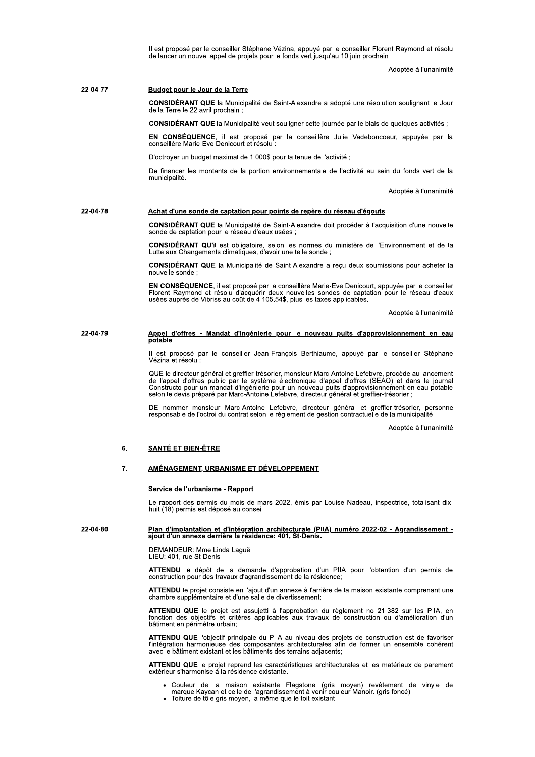Il est proposé par le conseiller Stéphane Vézina, appuyé par le conseiller Florent Raymond et résolu de lancer un nouvel appel de projets pour le fonds vert jusqu'au 10 juin prochain.

Adoptée à l'unanimité

**22-04-77**

**Budget pour le Jour de la Terre**

**CONSIDÉRANT QUE** la Municipalité de Saint-Alexandre a adopté une résolution soulignant le Jour de la Terre le 22 avril prochain ;

**CONSIDÉRANT QUE** la Municipalité veut souligner cette journée par le biais de quelques activités ;

**EN CONSÉQUENCE**, il est proposé par la conseillère Julie Vadeboncoeur, appuyée par la conseillère Marie-Eve Denicourt et résolu :

D'octroyer un budget maximal de 1 000$ pour la tenue de l'activité ;

De financer les montants de la portion environnementale de l'activité au sein du fonds vert de la municipalité.

Adoptée à l'unanimité

**22-04-78**

**Achat d'une sonde de captation pour points de repère du réseau d'égouts**

**CONSIDÉRANT QUE** la Municipalité de Saint-Alexandre doit procéder à l'acquisition d'une nouvelle sonde de captation pour le réseau d'eaux usées ;

**CONSIDÉRANT QU'**il est obligatoire, selon les normes du ministère de l'Environnement et de la Lutte aux Changements climatiques, d'avoir une telle sonde ;

**CONSIDÉRANT QUE** la Municipalité de Saint-Alexandre a reçu deux soumissions pour acheter la nouvelle sonde ;

**EN CONSÉQUENCE**, il est proposé par la conseillère Marie-Eve Denicourt, appuyée par le conseiller Florent Raymond et résolu d'acquérir deux nouvelles sondes de captation pour le réseau d'eaux usées auprès de Vibriss au coût de 4 105.54$, plus les taxes applicables.

Adoptée à l'unanimité

**22-04-79**

**Appel d'offres - Mandat d'ingénierie pour le nouveau puits d'approvisionnement en eau potable**

Il est proposé par le conseiller Jean-François Berthiaume, appuyé par le conseiller Stéphane Vézina et résolu :

QUE le directeur général et greffier-trésorier, monsieur Marc-Antoine Lefebvre, procède au lancement de l'appel d'offres public par le système électronique d'appel d'offres (SEAO) et dans le journal Constructo pour un mandat d'ingénierie pour un nouveau puits d'approvisionnement en eau potable selon le devis préparé par Marc-Antoine Lefebvre, directeur général et greffier-trésorier ;

DE nommer monsieur Marc-Antoine Lefebvre, directeur général et greffier-trésorier, personne responsable de l'octroi du contrat selon le règlement de gestion contractuelle de la municipalité.

Adoptée à l'unanimité

## 6. SANTÉ ET BIEN-ÊTRE

## 7. AMÉNAGEMENT, URBANISME ET DÉVELOPPEMENT

**Service de l'urbanisme - Rapport**

Le rapport des permis du mois de mars 2022, émis par Louise Nadeau, inspectrice, totalisant dix-huit (18) permis est déposé au conseil.

**22-04-80**

**Plan d'implantation et d'intégration architecturale (PIIA) numéro 2022-02 - Agrandissement - ajout d'un annexe derrière la résidence: 401, St-Denis.**

DEMANDEUR: Mme Linda Laguë
LIEU: 401, rue St-Denis

**ATTENDU** le dépôt de la demande d'approbation d'un PIIA pour l'obtention d'un permis de construction pour des travaux d'agrandissement de la résidence;

**ATTENDU** le projet consiste en l'ajout d'un annexe à l'arrière de la maison existante comprenant une chambre supplémentaire et d'une salle de divertissement;

**ATTENDU QUE** le projet est assujetti à l'approbation du règlement no 21-382 sur les PIIA, en fonction des objectifs et critères applicables aux travaux de construction ou d'amélioration d'un bâtiment en périmètre urbain;

**ATTENDU QUE** l'objectif principale du PIIA au niveau des projets de construction est de favoriser l'intégration harmonieuse des composantes architecturales afin de former un ensemble cohérent avec le bâtiment existant et les bâtiments des terrains adjacents;

**ATTENDU QUE** le projet reprend les caractéristiques architecturales et les matériaux de parement extérieur s'harmonise à la résidence existante.

- Couleur de la maison existante Flagstone (gris moyen) revêtement de vinyle de marque Kaycan et celle de l'agrandissement à venir couleur Manoir. (gris foncé)
- Toiture de tôle gris moyen, la même que le toit existant.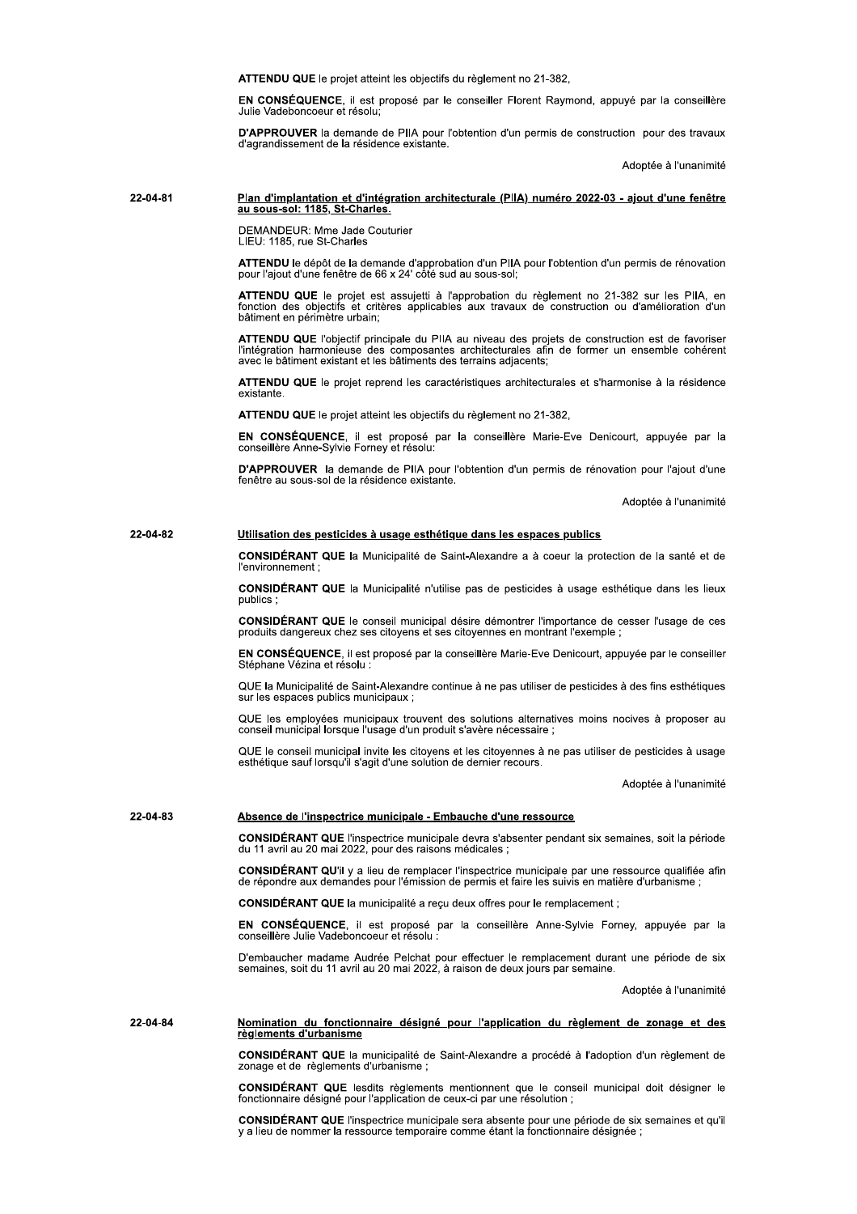**ATTENDU QUE** le projet atteint les objectifs du règlement no 21-382,

**EN CONSÉQUENCE**, il est proposé par le conseiller Florent Raymond, appuyé par la conseillère Julie Vadeboncoeur et résolu;

**D'APPROUVER** la demande de PIIA pour l'obtention d'un permis de construction pour des travaux d'agrandissement de la résidence existante.

Adoptée à l'unanimité

**22-04-81**

**Plan d'implantation et d'intégration architecturale (PIIA) numéro 2022-03 - ajout d'une fenêtre au sous-sol: 1185, St-Charles.**

DEMANDEUR: Mme Jade Couturier
LIEU: 1185, rue St-Charles

**ATTENDU** le dépôt de la demande d'approbation d'un PIIA pour l'obtention d'un permis de rénovation pour l'ajout d'une fenêtre de 66 x 24' côté sud au sous-sol;

**ATTENDU QUE** le projet est assujetti à l'approbation du règlement no 21-382 sur les PIIA, en fonction des objectifs et critères applicables aux travaux de construction ou d'amélioration d'un bâtiment en périmètre urbain;

**ATTENDU QUE** l'objectif principale du PIIA au niveau des projets de construction est de favoriser l'intégration harmonieuse des composantes architecturales afin de former un ensemble cohérent avec le bâtiment existant et les bâtiments des terrains adjacents;

**ATTENDU QUE** le projet reprend les caractéristiques architecturales et s'harmonise à la résidence existante.

**ATTENDU QUE** le projet atteint les objectifs du règlement no 21-382,

**EN CONSÉQUENCE**, il est proposé par la conseillère Marie-Eve Denicourt, appuyée par la conseillère Anne-Sylvie Forney et résolu:

**D'APPROUVER** la demande de PIIA pour l'obtention d'un permis de rénovation pour l'ajout d'une fenêtre au sous-sol de la résidence existante.

Adoptée à l'unanimité

**22-04-82**

**Utilisation des pesticides à usage esthétique dans les espaces publics**

**CONSIDÉRANT QUE** la Municipalité de Saint-Alexandre a à coeur la protection de la santé et de l'environnement ;

**CONSIDÉRANT QUE** la Municipalité n'utilise pas de pesticides à usage esthétique dans les lieux publics ;

**CONSIDÉRANT QUE** le conseil municipal désire démontrer l'importance de cesser l'usage de ces produits dangereux chez ses citoyens et ses citoyennes en montrant l'exemple ;

**EN CONSÉQUENCE**, il est proposé par la conseillère Marie-Eve Denicourt, appuyée par le conseiller Stéphane Vézina et résolu :

QUE la Municipalité de Saint-Alexandre continue à ne pas utiliser de pesticides à des fins esthétiques sur les espaces publics municipaux ;

QUE les employées municipaux trouvent des solutions alternatives moins nocives à proposer au conseil municipal lorsque l'usage d'un produit s'avère nécessaire ;

QUE le conseil municipal invite les citoyens et les citoyennes à ne pas utiliser de pesticides à usage esthétique sauf lorsqu'il s'agit d'une solution de dernier recours.

Adoptée à l'unanimité

**22-04-83**

**Absence de l'inspectrice municipale - Embauche d'une ressource**

**CONSIDÉRANT QUE** l'inspectrice municipale devra s'absenter pendant six semaines, soit la période du 11 avril au 20 mai 2022, pour des raisons médicales ;

**CONSIDÉRANT QU'il** y a lieu de remplacer l'inspectrice municipale par une ressource qualifiée afin de répondre aux demandes pour l'émission de permis et faire les suivis en matière d'urbanisme ;

**CONSIDÉRANT QUE** la municipalité a reçu deux offres pour le remplacement ;

**EN CONSÉQUENCE**, il est proposé par la conseillère Anne-Sylvie Forney, appuyée par la conseillère Julie Vadeboncoeur et résolu :

D'embaucher madame Audrée Pelchat pour effectuer le remplacement durant une période de six semaines, soit du 11 avril au 20 mai 2022, à raison de deux jours par semaine.

Adoptée à l'unanimité

**22-04-84**

**Nomination du fonctionnaire désigné pour l'application du règlement de zonage et des règlements d'urbanisme**

**CONSIDÉRANT QUE** la municipalité de Saint-Alexandre a procédé à l'adoption d'un règlement de zonage et de règlements d'urbanisme ;

**CONSIDÉRANT QUE** lesdits règlements mentionnent que le conseil municipal doit désigner le fonctionnaire désigné pour l'application de ceux-ci par une résolution ;

**CONSIDÉRANT QUE** l'inspectrice municipale sera absente pour une période de six semaines et qu'il y a lieu de nommer la ressource temporaire comme étant la fonctionnaire désignée ;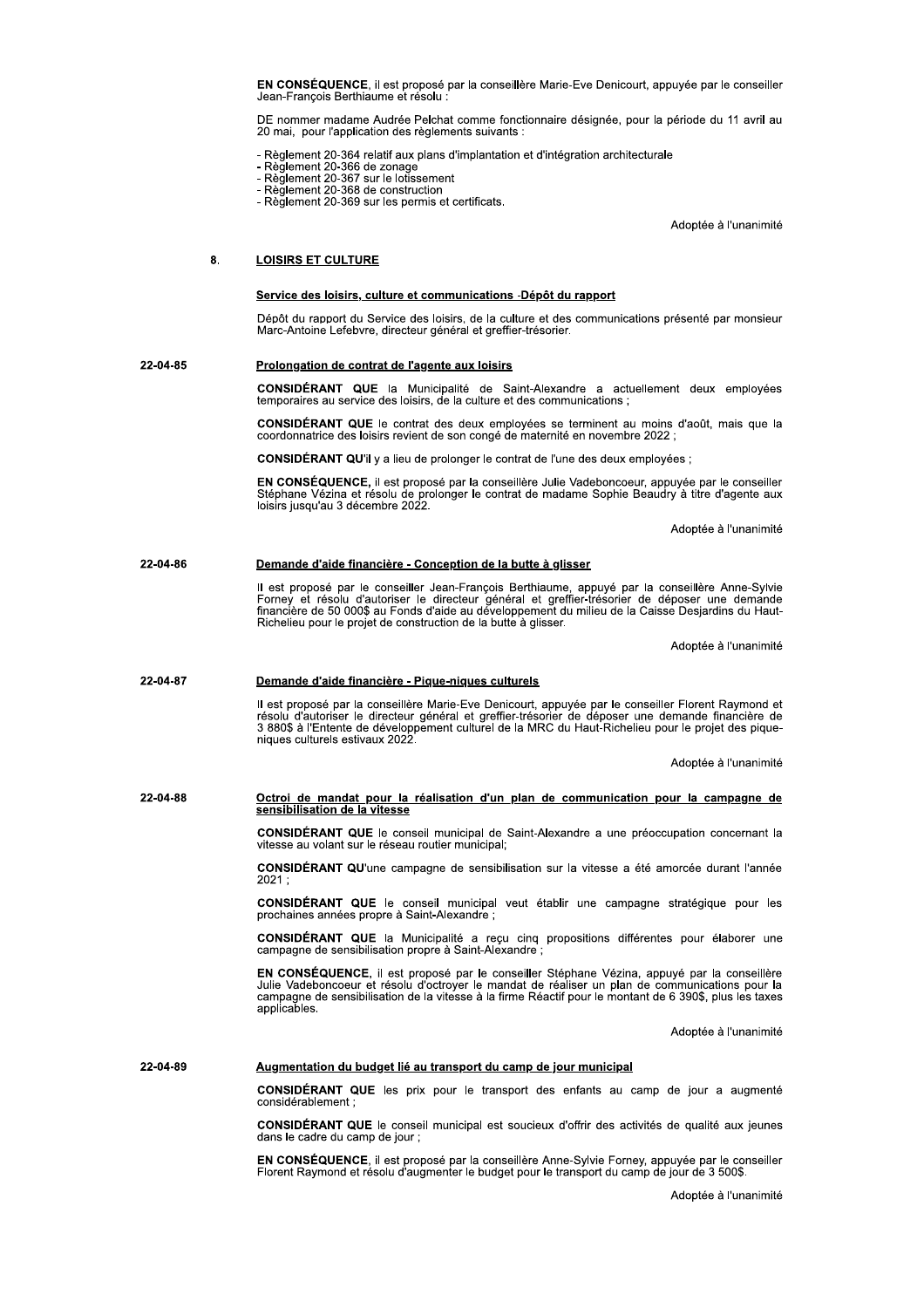**EN CONSÉQUENCE**, il est proposé par la conseillère Marie-Eve Denicourt, appuyée par le conseiller Jean-François Berthiaume et résolu :

DE nommer madame Audrée Pelchat comme fonctionnaire désignée, pour la période du 11 avril au 20 mai, pour l'application des règlements suivants :

- Règlement 20-364 relatif aux plans d'implantation et d'intégration architecturale
- Règlement 20-366 de zonage
- Règlement 20-367 sur le lotissement
- Règlement 20-368 de construction
- Règlement 20-369 sur les permis et certificats.

Adoptée à l'unanimité

## 8. LOISIRS ET CULTURE

### Service des loisirs, culture et communications -Dépôt du rapport

Dépôt du rapport du Service des loisirs, de la culture et des communications présenté par monsieur Marc-Antoine Lefebvre, directeur général et greffier-trésorier.

### 22-04-85 Prolongation de contrat de l'agente aux loisirs

**CONSIDÉRANT QUE** la Municipalité de Saint-Alexandre a actuellement deux employées temporaires au service des loisirs, de la culture et des communications ;

**CONSIDÉRANT QUE** le contrat des deux employées se terminent au moins d'août, mais que la coordonnatrice des loisirs revient de son congé de maternité en novembre 2022 ;

**CONSIDÉRANT QU'**il y a lieu de prolonger le contrat de l'une des deux employées ;

**EN CONSÉQUENCE,** il est proposé par la conseillère Julie Vadeboncoeur, appuyée par le conseiller Stéphane Vézina et résolu de prolonger le contrat de madame Sophie Beaudry à titre d'agente aux loisirs jusqu'au 3 décembre 2022.

Adoptée à l'unanimité

### 22-04-86 Demande d'aide financière - Conception de la butte à glisser

Il est proposé par le conseiller Jean-François Berthiaume, appuyé par la conseillère Anne-Sylvie Forney et résolu d'autoriser le directeur général et greffier-trésorier de déposer une demande financière de 50 000$ au Fonds d'aide au développement du milieu de la Caisse Desjardins du Haut-Richelieu pour le projet de construction de la butte à glisser.

Adoptée à l'unanimité

### 22-04-87 Demande d'aide financière - Pique-niques culturels

Il est proposé par la conseillère Marie-Eve Denicourt, appuyée par le conseiller Florent Raymond et résolu d'autoriser le directeur général et greffier-trésorier de déposer une demande financière de 3 880$ à l'Entente de développement culturel de la MRC du Haut-Richelieu pour le projet des pique-niques culturels estivaux 2022.

Adoptée à l'unanimité

### 22-04-88 Octroi de mandat pour la réalisation d'un plan de communication pour la campagne de sensibilisation de la vitesse

**CONSIDÉRANT QUE** le conseil municipal de Saint-Alexandre a une préoccupation concernant la vitesse au volant sur le réseau routier municipal;

**CONSIDÉRANT QU'**une campagne de sensibilisation sur la vitesse a été amorcée durant l'année 2021 ;

**CONSIDÉRANT QUE** le conseil municipal veut établir une campagne stratégique pour les prochaines années propre à Saint-Alexandre ;

**CONSIDÉRANT QUE** la Municipalité a reçu cinq propositions différentes pour élaborer une campagne de sensibilisation propre à Saint-Alexandre ;

**EN CONSÉQUENCE**, il est proposé par le conseiller Stéphane Vézina, appuyé par la conseillère Julie Vadeboncoeur et résolu d'octroyer le mandat de réaliser un plan de communications pour la campagne de sensibilisation de la vitesse à la firme Réactif pour le montant de 6 390$, plus les taxes applicables.

Adoptée à l'unanimité

### 22-04-89 Augmentation du budget lié au transport du camp de jour municipal

**CONSIDÉRANT QUE** les prix pour le transport des enfants au camp de jour a augmenté considérablement ;

**CONSIDÉRANT QUE** le conseil municipal est soucieux d'offrir des activités de qualité aux jeunes dans le cadre du camp de jour ;

**EN CONSÉQUENCE**, il est proposé par la conseillère Anne-Sylvie Forney, appuyée par le conseiller Florent Raymond et résolu d'augmenter le budget pour le transport du camp de jour de 3 500$.

Adoptée à l'unanimité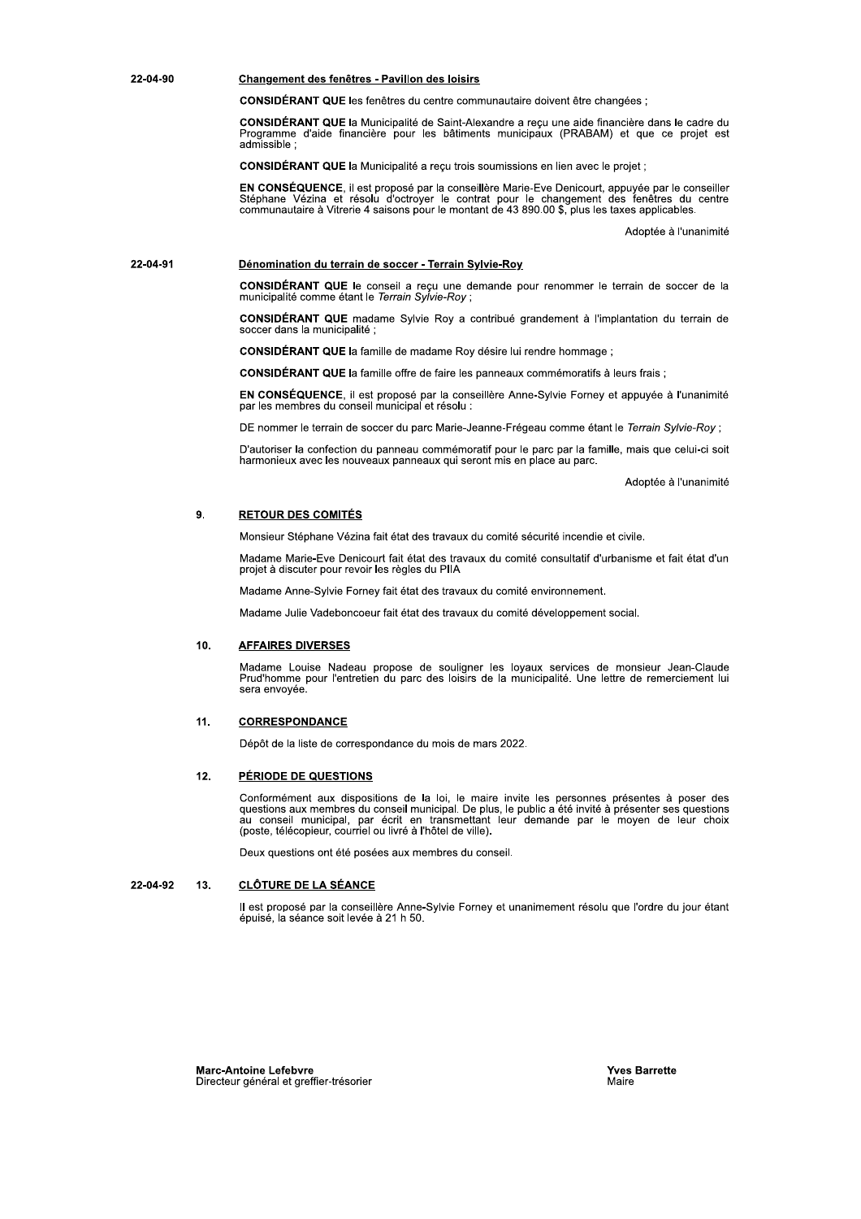22-04-90

**Changement des fenêtres - Pavillon des loisirs**

**CONSIDÉRANT QUE** les fenêtres du centre communautaire doivent être changées ;

**CONSIDÉRANT QUE** la Municipalité de Saint-Alexandre a reçu une aide financière dans le cadre du Programme d'aide financière pour les bâtiments municipaux (PRABAM) et que ce projet est admissible ;

**CONSIDÉRANT QUE** la Municipalité a reçu trois soumissions en lien avec le projet ;

**EN CONSÉQUENCE**, il est proposé par la conseillère Marie-Eve Denicourt, appuyée par le conseiller Stéphane Vézina et résolu d'octroyer le contrat pour le changement des fenêtres du centre communautaire à Vitrerie 4 saisons pour le montant de 43 890.00 $, plus les taxes applicables.

Adoptée à l'unanimité

22-04-91

**Dénomination du terrain de soccer - Terrain Sylvie-Roy**

**CONSIDÉRANT QUE** le conseil a reçu une demande pour renommer le terrain de soccer de la municipalité comme étant le *Terrain Sylvie-Roy* ;

**CONSIDÉRANT QUE** madame Sylvie Roy a contribué grandement à l'implantation du terrain de soccer dans la municipalité ;

**CONSIDÉRANT QUE** la famille de madame Roy désire lui rendre hommage ;

**CONSIDÉRANT QUE** la famille offre de faire les panneaux commémoratifs à leurs frais ;

**EN CONSÉQUENCE**, il est proposé par la conseillère Anne-Sylvie Forney et appuyée à l'unanimité par les membres du conseil municipal et résolu :

DE nommer le terrain de soccer du parc Marie-Jeanne-Frégeau comme étant le *Terrain Sylvie-Roy* ;

D'autoriser la confection du panneau commémoratif pour le parc par la famille, mais que celui-ci soit harmonieux avec les nouveaux panneaux qui seront mis en place au parc.

Adoptée à l'unanimité

## 9. RETOUR DES COMITÉS

Monsieur Stéphane Vézina fait état des travaux du comité sécurité incendie et civile.

Madame Marie-Eve Denicourt fait état des travaux du comité consultatif d'urbanisme et fait état d'un projet à discuter pour revoir les règles du PIIA

Madame Anne-Sylvie Forney fait état des travaux du comité environnement.

Madame Julie Vadeboncoeur fait état des travaux du comité développement social.

## 10. AFFAIRES DIVERSES

Madame Louise Nadeau propose de souligner les loyaux services de monsieur Jean-Claude Prud'homme pour l'entretien du parc des loisirs de la municipalité. Une lettre de remerciement lui sera envoyée.

## 11. CORRESPONDANCE

Dépôt de la liste de correspondance du mois de mars 2022.

## 12. PÉRIODE DE QUESTIONS

Conformément aux dispositions de la loi, le maire invite les personnes présentes à poser des questions aux membres du conseil municipal. De plus, le public a été invité à présenter ses questions au conseil municipal, par écrit en transmettant leur demande par le moyen de leur choix (poste, télécopieur, courriel ou livré à l'hôtel de ville).

Deux questions ont été posées aux membres du conseil.

22-04-92

## 13. CLÔTURE DE LA SÉANCE

Il est proposé par la conseillère Anne-Sylvie Forney et unanimement résolu que l'ordre du jour étant épuisé, la séance soit levée à 21 h 50.

**Marc-Antoine Lefebvre**
Directeur général et greffier-trésorier

**Yves Barrette**
Maire